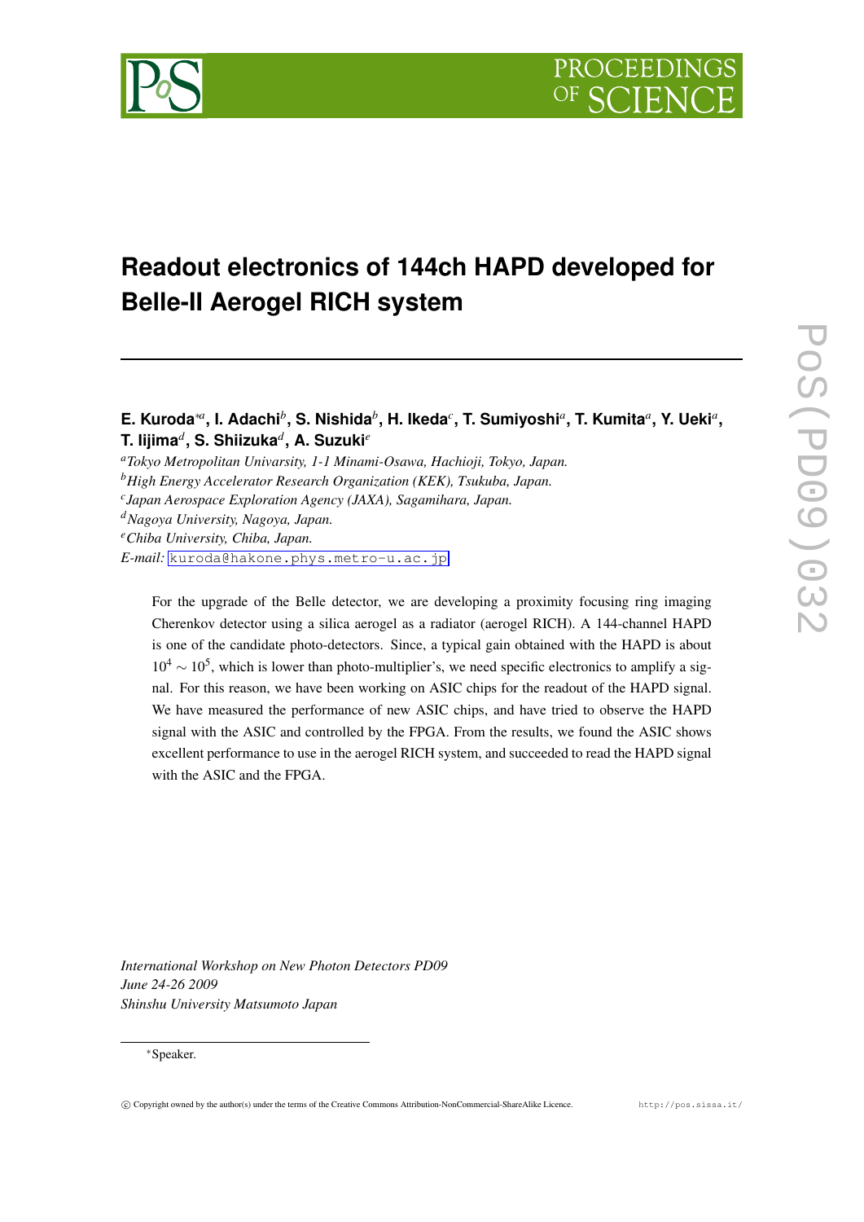# Readout electronics of 144ch HAPD developed for Belle-II Aerogel RICH system

**E. Kuroda**[∗a], **I. Adachi**[b], **S. Nishida**[b], **H. Ikeda**[c], **T. Sumiyoshi**[a], **T. Kumita**[a], **Y. Ueki**[a], **T. Iijima**[d], **S. Shiizuka**[d], **A. Suzuki**[e]

[a] *Tokyo Metropolitan Univarsity, 1-1 Minami-Osawa, Hachioji, Tokyo, Japan.*
[b] *High Energy Accelerator Research Organization (KEK), Tsukuba, Japan.*
[c] *Japan Aerospace Exploration Agency (JAXA), Sagamihara, Japan.*
[d] *Nagoya University, Nagoya, Japan.*
[e] *Chiba University, Chiba, Japan.*
*E-mail:* kuroda@hakone.phys.metro-u.ac.jp

For the upgrade of the Belle detector, we are developing a proximity focusing ring imaging Cherenkov detector using a silica aerogel as a radiator (aerogel RICH). A 144-channel HAPD is one of the candidate photo-detectors. Since, a typical gain obtained with the HAPD is about $10^4 \sim 10^5$, which is lower than photo-multiplier's, we need specific electronics to amplify a signal. For this reason, we have been working on ASIC chips for the readout of the HAPD signal. We have measured the performance of new ASIC chips, and have tried to observe the HAPD signal with the ASIC and controlled by the FPGA. From the results, we found the ASIC shows excellent performance to use in the aerogel RICH system, and succeeded to read the HAPD signal with the ASIC and the FPGA.

*International Workshop on New Photon Detectors PD09*
*June 24-26 2009*
*Shinshu University Matsumoto Japan*

[∗] Speaker.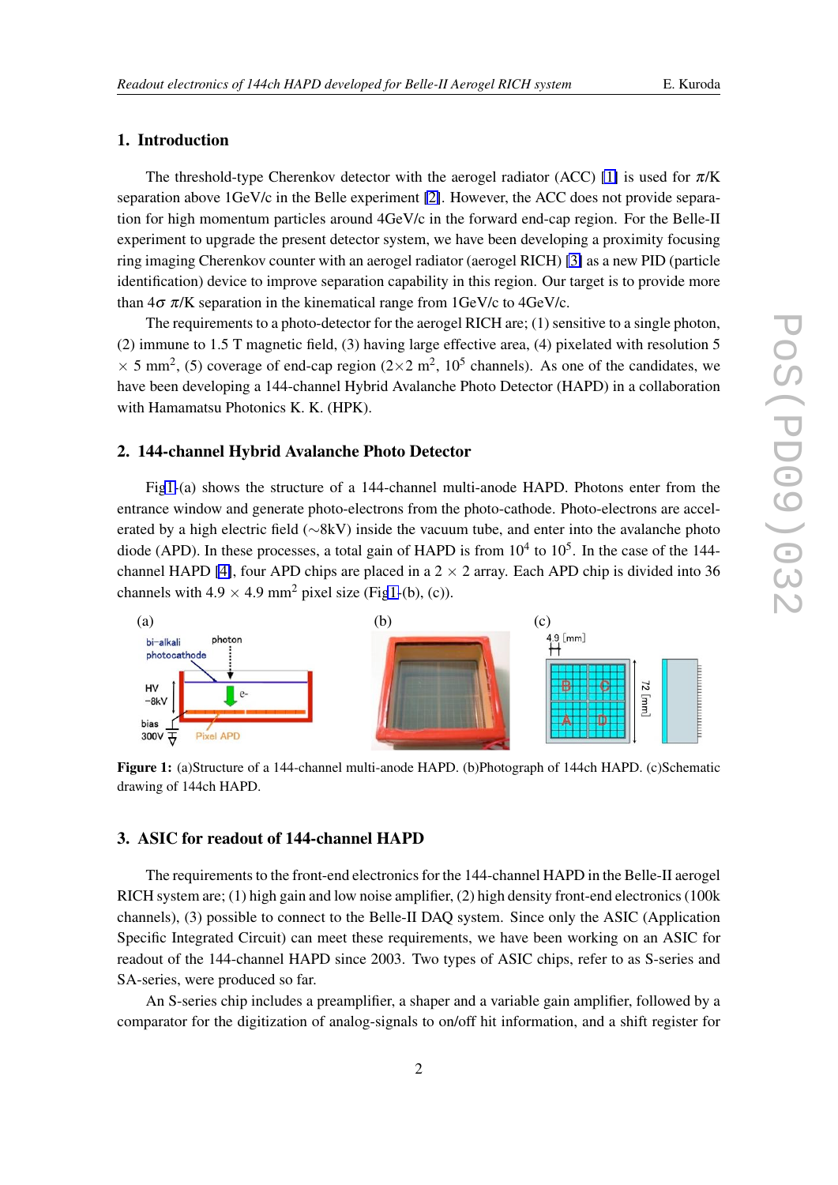## 1. Introduction

The threshold-type Cherenkov detector with the aerogel radiator (ACC) [1] is used for $\pi$/K separation above 1GeV/c in the Belle experiment [2]. However, the ACC does not provide separation for high momentum particles around 4GeV/c in the forward end-cap region. For the Belle-II experiment to upgrade the present detector system, we have been developing a proximity focusing ring imaging Cherenkov counter with an aerogel radiator (aerogel RICH) [3] as a new PID (particle identification) device to improve separation capability in this region. Our target is to provide more than $4\sigma$ $\pi$/K separation in the kinematical range from 1GeV/c to 4GeV/c.

The requirements to a photo-detector for the aerogel RICH are; (1) sensitive to a single photon, (2) immune to 1.5 T magnetic field, (3) having large effective area, (4) pixelated with resolution $5 \times 5$ mm$^2$, (5) coverage of end-cap region ($2\times2$ m$^2$, $10^5$ channels). As one of the candidates, we have been developing a 144-channel Hybrid Avalanche Photo Detector (HAPD) in a collaboration with Hamamatsu Photonics K. K. (HPK).

## 2. 144-channel Hybrid Avalanche Photo Detector

Fig1-(a) shows the structure of a 144-channel multi-anode HAPD. Photons enter from the entrance window and generate photo-electrons from the photo-cathode. Photo-electrons are accelerated by a high electric field (~8kV) inside the vacuum tube, and enter into the avalanche photo diode (APD). In these processes, a total gain of HAPD is from $10^4$ to $10^5$. In the case of the 144-channel HAPD [4], four APD chips are placed in a $2 \times 2$ array. Each APD chip is divided into 36 channels with $4.9 \times 4.9$ mm$^2$ pixel size (Fig1-(b), (c)).

**Figure 1:** (a)Structure of a 144-channel multi-anode HAPD. (b)Photograph of 144ch HAPD. (c)Schematic drawing of 144ch HAPD.

## 3. ASIC for readout of 144-channel HAPD

The requirements to the front-end electronics for the 144-channel HAPD in the Belle-II aerogel RICH system are; (1) high gain and low noise amplifier, (2) high density front-end electronics (100k channels), (3) possible to connect to the Belle-II DAQ system. Since only the ASIC (Application Specific Integrated Circuit) can meet these requirements, we have been working on an ASIC for readout of the 144-channel HAPD since 2003. Two types of ASIC chips, refer to as S-series and SA-series, were produced so far.

An S-series chip includes a preamplifier, a shaper and a variable gain amplifier, followed by a comparator for the digitization of analog-signals to on/off hit information, and a shift register for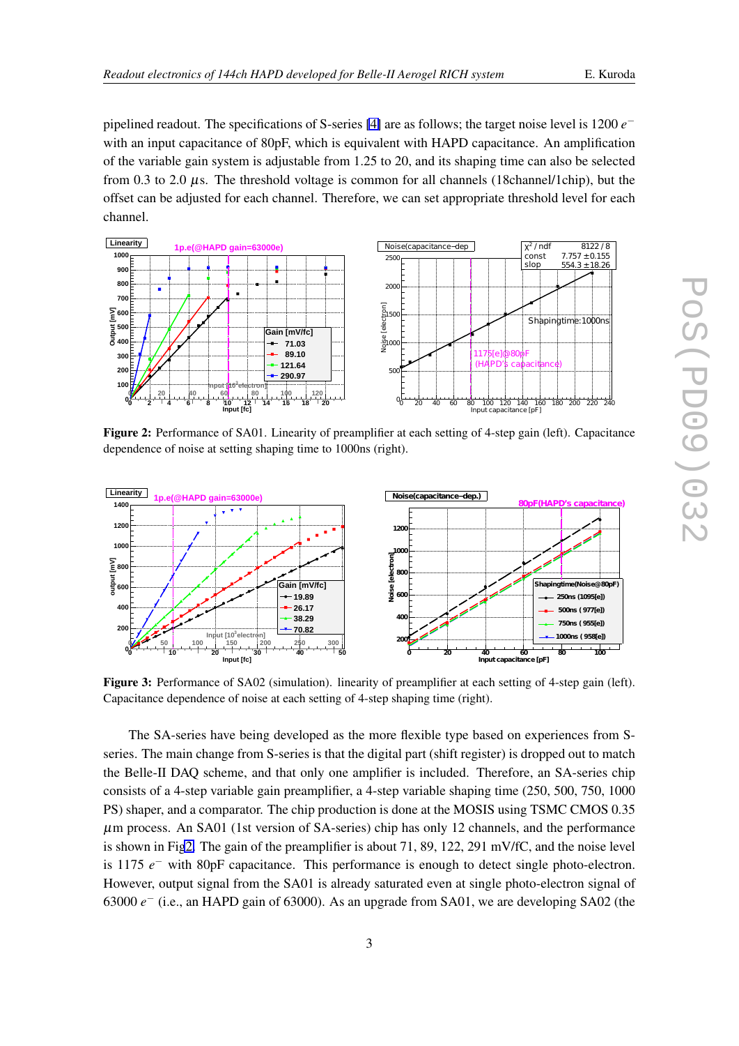pipelined readout. The specifications of S-series [4] are as follows; the target noise level is 1200 $e^-$ with an input capacitance of 80pF, which is equivalent with HAPD capacitance. An amplification of the variable gain system is adjustable from 1.25 to 20, and its shaping time can also be selected from 0.3 to 2.0 $\mu$s. The threshold voltage is common for all channels (18channel/1chip), but the offset can be adjusted for each channel. Therefore, we can set appropriate threshold level for each channel.

**Figure 2:** Performance of SA01. Linearity of preamplifier at each setting of 4-step gain (left). Capacitance dependence of noise at setting shaping time to 1000ns (right).

**Figure 3:** Performance of SA02 (simulation). linearity of preamplifier at each setting of 4-step gain (left). Capacitance dependence of noise at each setting of 4-step shaping time (right).

The SA-series have being developed as the more flexible type based on experiences from S-series. The main change from S-series is that the digital part (shift register) is dropped out to match the Belle-II DAQ scheme, and that only one amplifier is included. Therefore, an SA-series chip consists of a 4-step variable gain preamplifier, a 4-step variable shaping time (250, 500, 750, 1000 PS) shaper, and a comparator. The chip production is done at the MOSIS using TSMC CMOS 0.35 $\mu$m process. An SA01 (1st version of SA-series) chip has only 12 channels, and the performance is shown in Fig.2. The gain of the preamplifier is about 71, 89, 122, 291 mV/fC, and the noise level is 1175 $e^-$ with 80pF capacitance. This performance is enough to detect single photo-electron. However, output signal from the SA01 is already saturated even at single photo-electron signal of 63000 $e^-$ (i.e., an HAPD gain of 63000). As an upgrade from SA01, we are developing SA02 (the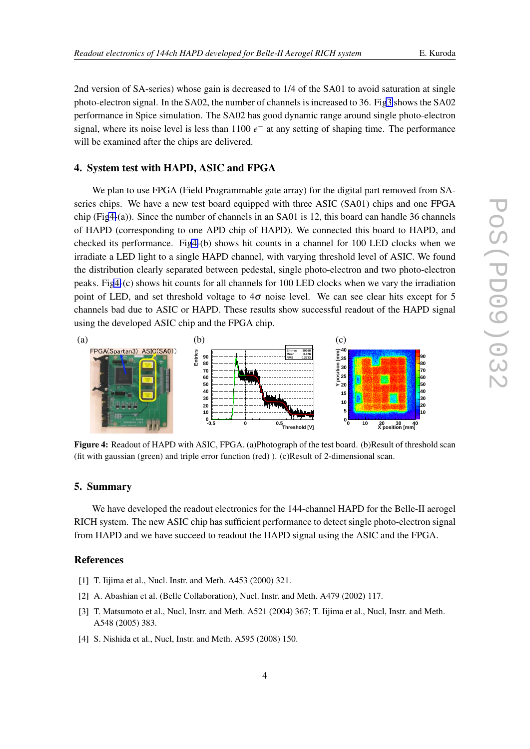2nd version of SA-series) whose gain is decreased to 1/4 of the SA01 to avoid saturation at single photo-electron signal. In the SA02, the number of channels is increased to 36. Fig3 shows the SA02 performance in Spice simulation. The SA02 has good dynamic range around single photo-electron signal, where its noise level is less than 1100 $e^-$ at any setting of shaping time. The performance will be examined after the chips are delivered.

## 4. System test with HAPD, ASIC and FPGA

We plan to use FPGA (Field Programmable gate array) for the digital part removed from SA-series chips. We have a new test board equipped with three ASIC (SA01) chips and one FPGA chip (Fig4-(a)). Since the number of channels in an SA01 is 12, this board can handle 36 channels of HAPD (corresponding to one APD chip of HAPD). We connected this board to HAPD, and checked its performance. Fig4-(b) shows hit counts in a channel for 100 LED clocks when we irradiate a LED light to a single HAPD channel, with varying threshold level of ASIC. We found the distribution clearly separated between pedestal, single photo-electron and two photo-electron peaks. Fig4-(c) shows hit counts for all channels for 100 LED clocks when we vary the irradiation point of LED, and set threshold voltage to 4$\sigma$ noise level. We can see clear hits except for 5 channels bad due to ASIC or HAPD. These results show successful readout of the HAPD signal using the developed ASIC chip and the FPGA chip.

(a)

FPGA(Spartan3) ASIC(SA01)

(b)

Entries 39038
Mean 0.178
RMS 0.2733

Entries

Threshold [V]

(c)

Y position [mm]

X position [mm]

**Figure 4:** Readout of HAPD with ASIC, FPGA. (a)Photograph of the test board. (b)Result of threshold scan (fit with gaussian (green) and triple error function (red) ). (c)Result of 2-dimensional scan.

## 5. Summary

We have developed the readout electronics for the 144-channel HAPD for the Belle-II aerogel RICH system. The new ASIC chip has sufficient performance to detect single photo-electron signal from HAPD and we have succeed to readout the HAPD signal using the ASIC and the FPGA.

## References

[1] T. Iijima et al., Nucl. Instr. and Meth. A453 (2000) 321.

[2] A. Abashian et al. (Belle Collaboration), Nucl. Instr. and Meth. A479 (2002) 117.

[3] T. Matsumoto et al., Nucl, Instr. and Meth. A521 (2004) 367; T. Iijima et al., Nucl, Instr. and Meth. A548 (2005) 383.

[4] S. Nishida et al., Nucl, Instr. and Meth. A595 (2008) 150.